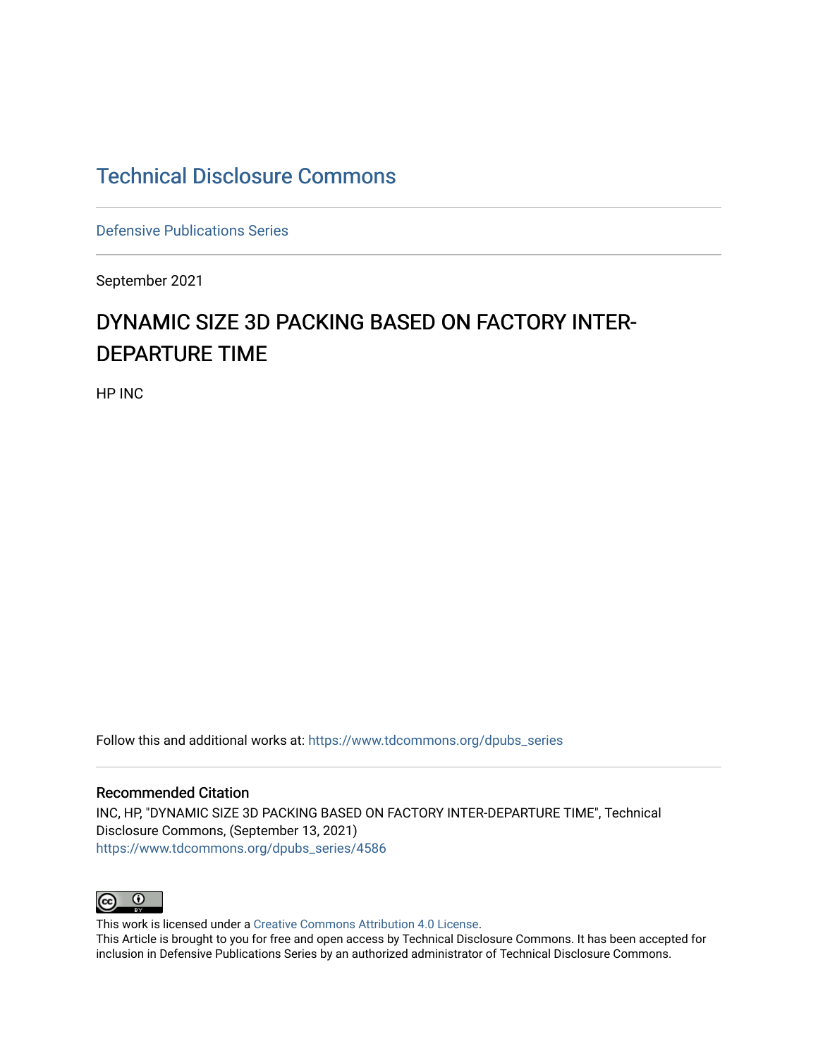# Technical Disclosure Commons

Defensive Publications Series

September 2021

## DYNAMIC SIZE 3D PACKING BASED ON FACTORY INTER-DEPARTURE TIME

HP INC

Follow this and additional works at: https://www.tdcommons.org/dpubs_series

### Recommended Citation

INC, HP, "DYNAMIC SIZE 3D PACKING BASED ON FACTORY INTER-DEPARTURE TIME", Technical Disclosure Commons, (September 13, 2021)
https://www.tdcommons.org/dpubs_series/4586

This work is licensed under a Creative Commons Attribution 4.0 License.
This Article is brought to you for free and open access by Technical Disclosure Commons. It has been accepted for inclusion in Defensive Publications Series by an authorized administrator of Technical Disclosure Commons.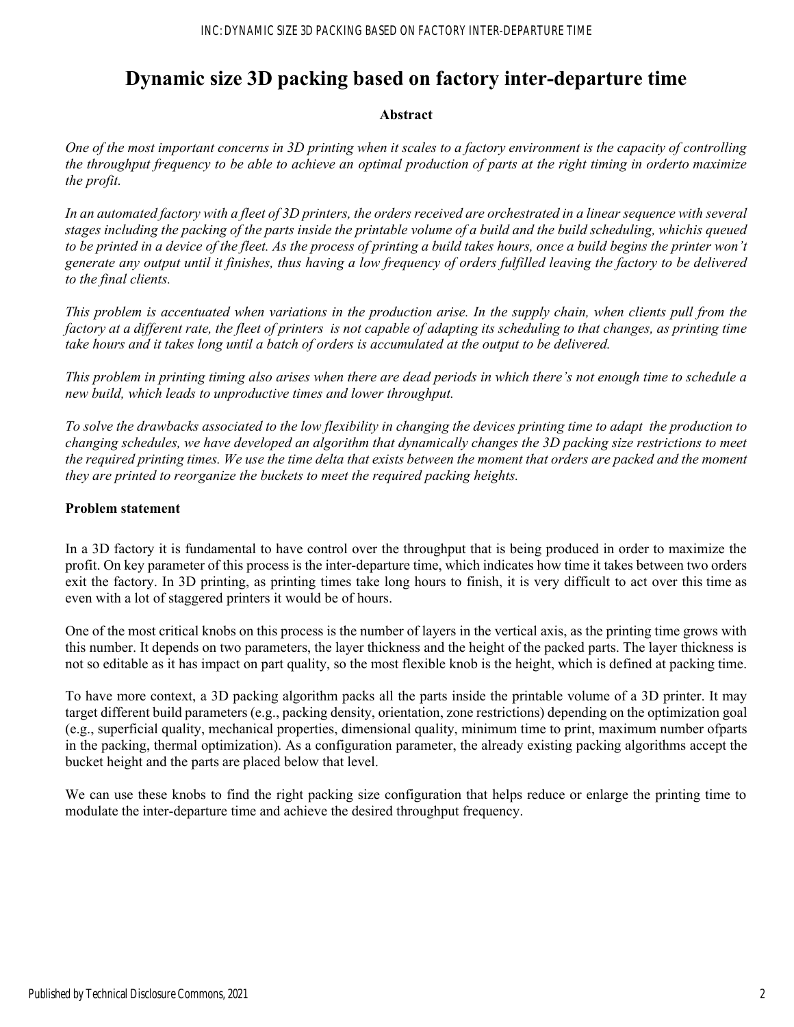# Dynamic size 3D packing based on factory inter-departure time

**Abstract**

*One of the most important concerns in 3D printing when it scales to a factory environment is the capacity of controlling the throughput frequency to be able to achieve an optimal production of parts at the right timing in orderto maximize the profit.*

*In an automated factory with a fleet of 3D printers, the orders received are orchestrated in a linear sequence with several stages including the packing of the parts inside the printable volume of a build and the build scheduling, whichis queued to be printed in a device of the fleet. As the process of printing a build takes hours, once a build begins the printer won't generate any output until it finishes, thus having a low frequency of orders fulfilled leaving the factory to be delivered to the final clients.*

*This problem is accentuated when variations in the production arise. In the supply chain, when clients pull from the factory at a different rate, the fleet of printers is not capable of adapting its scheduling to that changes, as printing time take hours and it takes long until a batch of orders is accumulated at the output to be delivered.*

*This problem in printing timing also arises when there are dead periods in which there's not enough time to schedule a new build, which leads to unproductive times and lower throughput.*

*To solve the drawbacks associated to the low flexibility in changing the devices printing time to adapt the production to changing schedules, we have developed an algorithm that dynamically changes the 3D packing size restrictions to meet the required printing times. We use the time delta that exists between the moment that orders are packed and the moment they are printed to reorganize the buckets to meet the required packing heights.*

**Problem statement**

In a 3D factory it is fundamental to have control over the throughput that is being produced in order to maximize the profit. On key parameter of this process is the inter-departure time, which indicates how time it takes between two orders exit the factory. In 3D printing, as printing times take long hours to finish, it is very difficult to act over this time as even with a lot of staggered printers it would be of hours.

One of the most critical knobs on this process is the number of layers in the vertical axis, as the printing time grows with this number. It depends on two parameters, the layer thickness and the height of the packed parts. The layer thickness is not so editable as it has impact on part quality, so the most flexible knob is the height, which is defined at packing time.

To have more context, a 3D packing algorithm packs all the parts inside the printable volume of a 3D printer. It may target different build parameters (e.g., packing density, orientation, zone restrictions) depending on the optimization goal (e.g., superficial quality, mechanical properties, dimensional quality, minimum time to print, maximum number ofparts in the packing, thermal optimization). As a configuration parameter, the already existing packing algorithms accept the bucket height and the parts are placed below that level.

We can use these knobs to find the right packing size configuration that helps reduce or enlarge the printing time to modulate the inter-departure time and achieve the desired throughput frequency.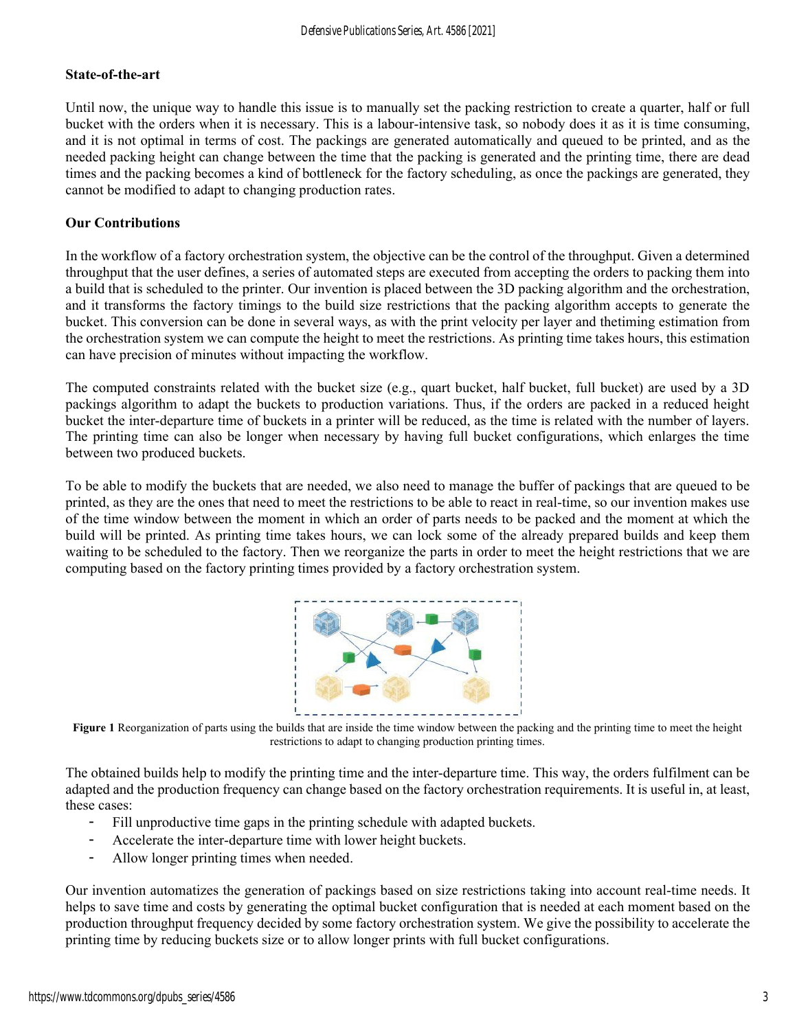**State-of-the-art**

Until now, the unique way to handle this issue is to manually set the packing restriction to create a quarter, half or full bucket with the orders when it is necessary. This is a labour-intensive task, so nobody does it as it is time consuming, and it is not optimal in terms of cost. The packings are generated automatically and queued to be printed, and as the needed packing height can change between the time that the packing is generated and the printing time, there are dead times and the packing becomes a kind of bottleneck for the factory scheduling, as once the packings are generated, they cannot be modified to adapt to changing production rates.

**Our Contributions**

In the workflow of a factory orchestration system, the objective can be the control of the throughput. Given a determined throughput that the user defines, a series of automated steps are executed from accepting the orders to packing them into a build that is scheduled to the printer. Our invention is placed between the 3D packing algorithm and the orchestration, and it transforms the factory timings to the build size restrictions that the packing algorithm accepts to generate the bucket. This conversion can be done in several ways, as with the print velocity per layer and thetiming estimation from the orchestration system we can compute the height to meet the restrictions. As printing time takes hours, this estimation can have precision of minutes without impacting the workflow.

The computed constraints related with the bucket size (e.g., quart bucket, half bucket, full bucket) are used by a 3D packings algorithm to adapt the buckets to production variations. Thus, if the orders are packed in a reduced height bucket the inter-departure time of buckets in a printer will be reduced, as the time is related with the number of layers. The printing time can also be longer when necessary by having full bucket configurations, which enlarges the time between two produced buckets.

To be able to modify the buckets that are needed, we also need to manage the buffer of packings that are queued to be printed, as they are the ones that need to meet the restrictions to be able to react in real-time, so our invention makes use of the time window between the moment in which an order of parts needs to be packed and the moment at which the build will be printed. As printing time takes hours, we can lock some of the already prepared builds and keep them waiting to be scheduled to the factory. Then we reorganize the parts in order to meet the height restrictions that we are computing based on the factory printing times provided by a factory orchestration system.

**Figure 1** Reorganization of parts using the builds that are inside the time window between the packing and the printing time to meet the height restrictions to adapt to changing production printing times.

The obtained builds help to modify the printing time and the inter-departure time. This way, the orders fulfilment can be adapted and the production frequency can change based on the factory orchestration requirements. It is useful in, at least, these cases:

- Fill unproductive time gaps in the printing schedule with adapted buckets.
- Accelerate the inter-departure time with lower height buckets.
- Allow longer printing times when needed.

Our invention automatizes the generation of packings based on size restrictions taking into account real-time needs. It helps to save time and costs by generating the optimal bucket configuration that is needed at each moment based on the production throughput frequency decided by some factory orchestration system. We give the possibility to accelerate the printing time by reducing buckets size or to allow longer prints with full bucket configurations.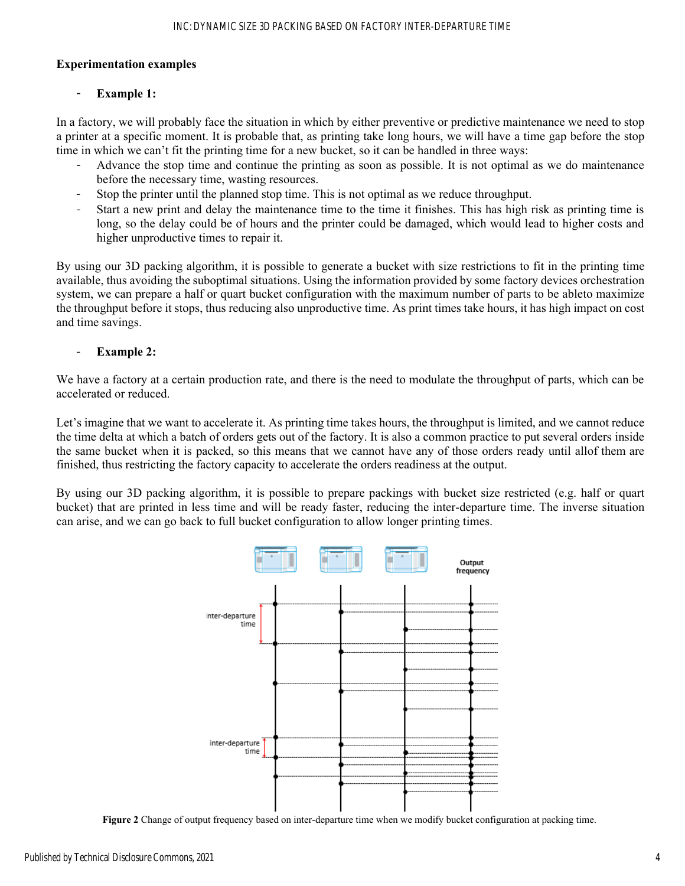**Experimentation examples**

- **Example 1:**

In a factory, we will probably face the situation in which by either preventive or predictive maintenance we need to stop a printer at a specific moment. It is probable that, as printing take long hours, we will have a time gap before the stop time in which we can't fit the printing time for a new bucket, so it can be handled in three ways:

- Advance the stop time and continue the printing as soon as possible. It is not optimal as we do maintenance before the necessary time, wasting resources.
- Stop the printer until the planned stop time. This is not optimal as we reduce throughput.
- Start a new print and delay the maintenance time to the time it finishes. This has high risk as printing time is long, so the delay could be of hours and the printer could be damaged, which would lead to higher costs and higher unproductive times to repair it.

By using our 3D packing algorithm, it is possible to generate a bucket with size restrictions to fit in the printing time available, thus avoiding the suboptimal situations. Using the information provided by some factory devices orchestration system, we can prepare a half or quart bucket configuration with the maximum number of parts to be ableto maximize the throughput before it stops, thus reducing also unproductive time. As print times take hours, it has high impact on cost and time savings.

- **Example 2:**

We have a factory at a certain production rate, and there is the need to modulate the throughput of parts, which can be accelerated or reduced.

Let's imagine that we want to accelerate it. As printing time takes hours, the throughput is limited, and we cannot reduce the time delta at which a batch of orders gets out of the factory. It is also a common practice to put several orders inside the same bucket when it is packed, so this means that we cannot have any of those orders ready until allof them are finished, thus restricting the factory capacity to accelerate the orders readiness at the output.

By using our 3D packing algorithm, it is possible to prepare packings with bucket size restricted (e.g. half or quart bucket) that are printed in less time and will be ready faster, reducing the inter-departure time. The inverse situation can arise, and we can go back to full bucket configuration to allow longer printing times.

**Figure 2** Change of output frequency based on inter-departure time when we modify bucket configuration at packing time.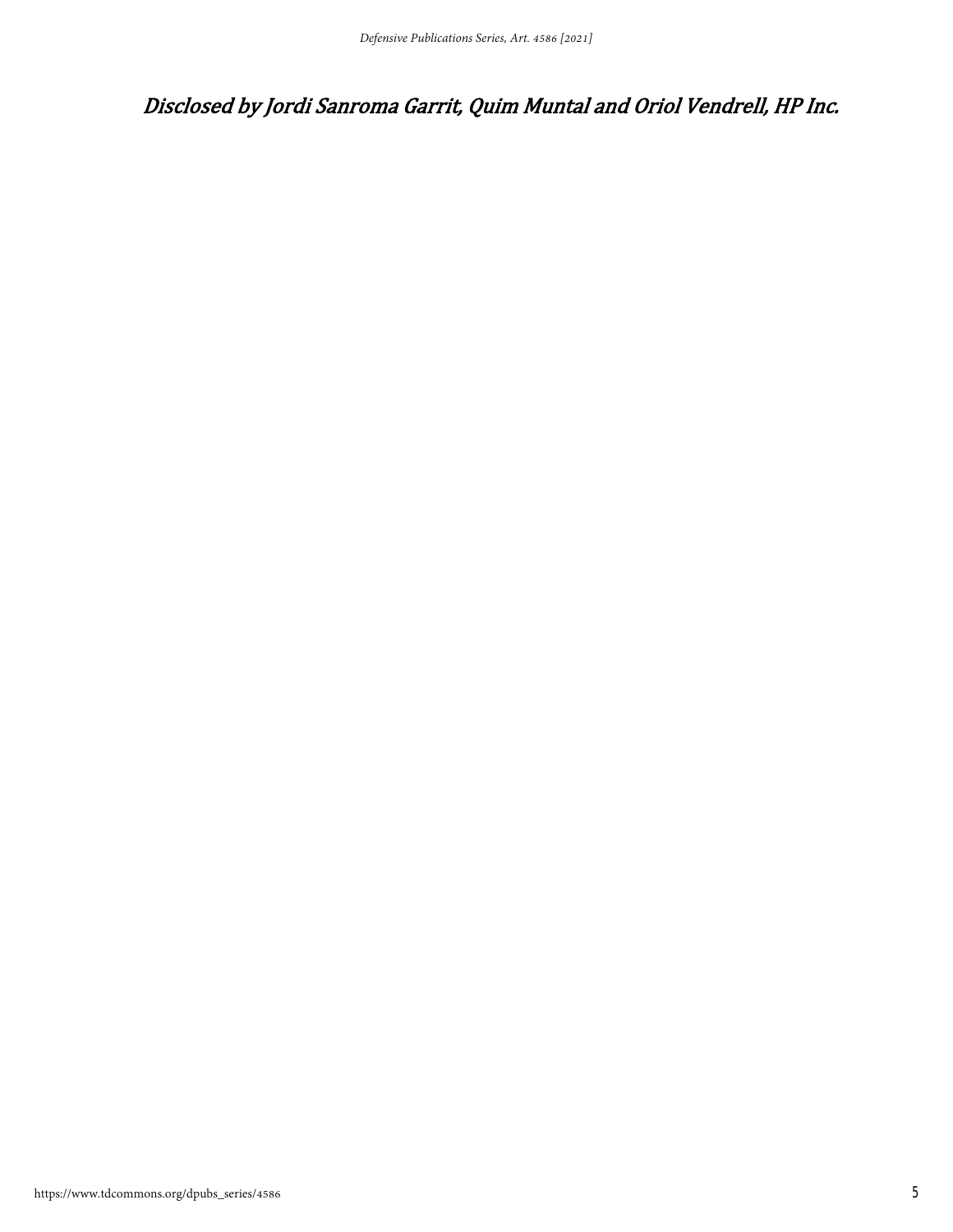*Disclosed by Jordi Sanroma Garrit, Quim Muntal and Oriol Vendrell, HP Inc.*